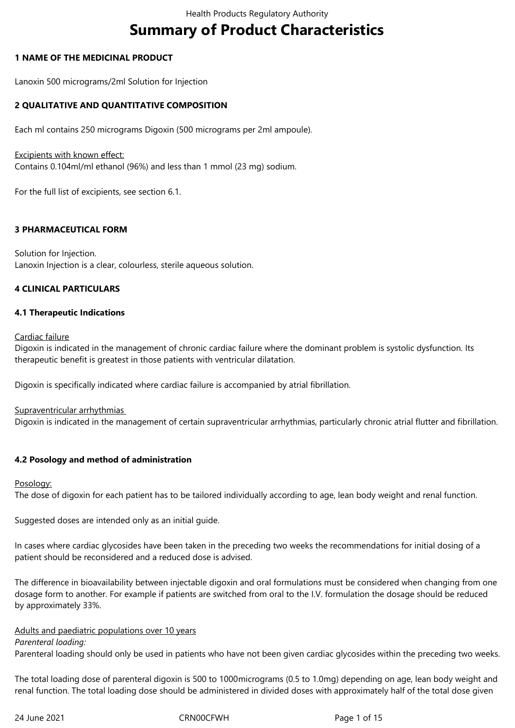# Summary of Product Characteristics

## 1 NAME OF THE MEDICINAL PRODUCT

Lanoxin 500 micrograms/2ml Solution for Injection

## 2 QUALITATIVE AND QUANTITATIVE COMPOSITION

Each ml contains 250 micrograms Digoxin (500 micrograms per 2ml ampoule).

Excipients with known effect:
Contains 0.104ml/ml ethanol (96%) and less than 1 mmol (23 mg) sodium.

For the full list of excipients, see section 6.1.

## 3 PHARMACEUTICAL FORM

Solution for Injection.
Lanoxin Injection is a clear, colourless, sterile aqueous solution.

## 4 CLINICAL PARTICULARS

### 4.1 Therapeutic Indications

Cardiac failure
Digoxin is indicated in the management of chronic cardiac failure where the dominant problem is systolic dysfunction. Its therapeutic benefit is greatest in those patients with ventricular dilatation.

Digoxin is specifically indicated where cardiac failure is accompanied by atrial fibrillation.

Supraventricular arrhythmias
Digoxin is indicated in the management of certain supraventricular arrhythmias, particularly chronic atrial flutter and fibrillation.

### 4.2 Posology and method of administration

Posology:
The dose of digoxin for each patient has to be tailored individually according to age, lean body weight and renal function.

Suggested doses are intended only as an initial guide.

In cases where cardiac glycosides have been taken in the preceding two weeks the recommendations for initial dosing of a patient should be reconsidered and a reduced dose is advised.

The difference in bioavailability between injectable digoxin and oral formulations must be considered when changing from one dosage form to another. For example if patients are switched from oral to the I.V. formulation the dosage should be reduced by approximately 33%.

Adults and paediatric populations over 10 years
*Parenteral loading:*
Parenteral loading should only be used in patients who have not been given cardiac glycosides within the preceding two weeks.

The total loading dose of parenteral digoxin is 500 to 1000micrograms (0.5 to 1.0mg) depending on age, lean body weight and renal function. The total loading dose should be administered in divided doses with approximately half of the total dose given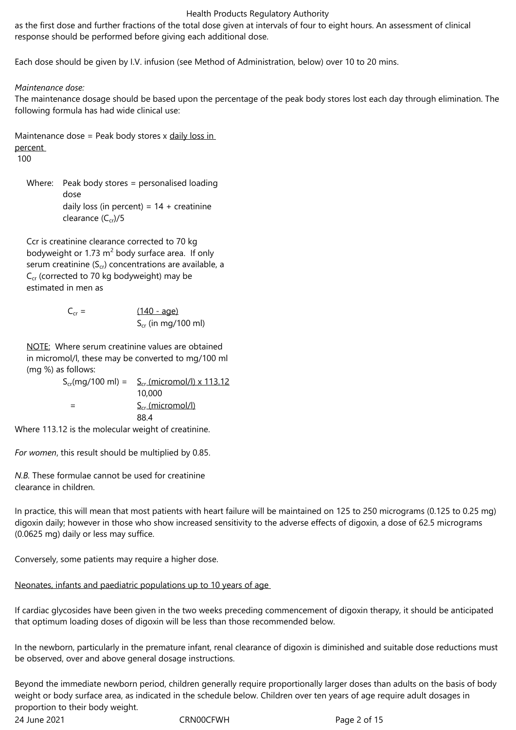as the first dose and further fractions of the total dose given at intervals of four to eight hours. An assessment of clinical response should be performed before giving each additional dose.

Each dose should be given by I.V. infusion (see Method of Administration, below) over 10 to 20 mins.

*Maintenance dose:*

The maintenance dosage should be based upon the percentage of the peak body stores lost each day through elimination. The following formula has had wide clinical use:

$$\text{Maintenance dose} = \text{Peak body stores} \times \frac{\text{daily loss in percent}}{100}$$

Where: Peak body stores = personalised loading dose

daily loss (in percent) = 14 + creatinine clearance ($C_{cr}$)/5

Ccr is creatinine clearance corrected to 70 kg bodyweight or 1.73 $m^2$ body surface area. If only serum creatinine ($S_{cr}$) concentrations are available, a $C_{cr}$ (corrected to 70 kg bodyweight) may be estimated in men as

$$C_{cr} = \frac{(140 - \text{age})}{S_{cr} \text{ (in mg/100 ml)}}$$

NOTE: Where serum creatinine values are obtained in micromol/l, these may be converted to mg/100 ml (mg %) as follows:

$$S_{cr}(\text{mg/100 ml}) = \frac{S_{cr} \text{ (micromol/l)} \times 113.12}{10{,}000} = \frac{S_{cr} \text{ (micromol/l)}}{88.4}$$

Where 113.12 is the molecular weight of creatinine.

*For women*, this result should be multiplied by 0.85.

*N.B.* These formulae cannot be used for creatinine clearance in children.

In practice, this will mean that most patients with heart failure will be maintained on 125 to 250 micrograms (0.125 to 0.25 mg) digoxin daily; however in those who show increased sensitivity to the adverse effects of digoxin, a dose of 62.5 micrograms (0.0625 mg) daily or less may suffice.

Conversely, some patients may require a higher dose.

Neonates, infants and paediatric populations up to 10 years of age

If cardiac glycosides have been given in the two weeks preceding commencement of digoxin therapy, it should be anticipated that optimum loading doses of digoxin will be less than those recommended below.

In the newborn, particularly in the premature infant, renal clearance of digoxin is diminished and suitable dose reductions must be observed, over and above general dosage instructions.

Beyond the immediate newborn period, children generally require proportionally larger doses than adults on the basis of body weight or body surface area, as indicated in the schedule below. Children over ten years of age require adult dosages in proportion to their body weight.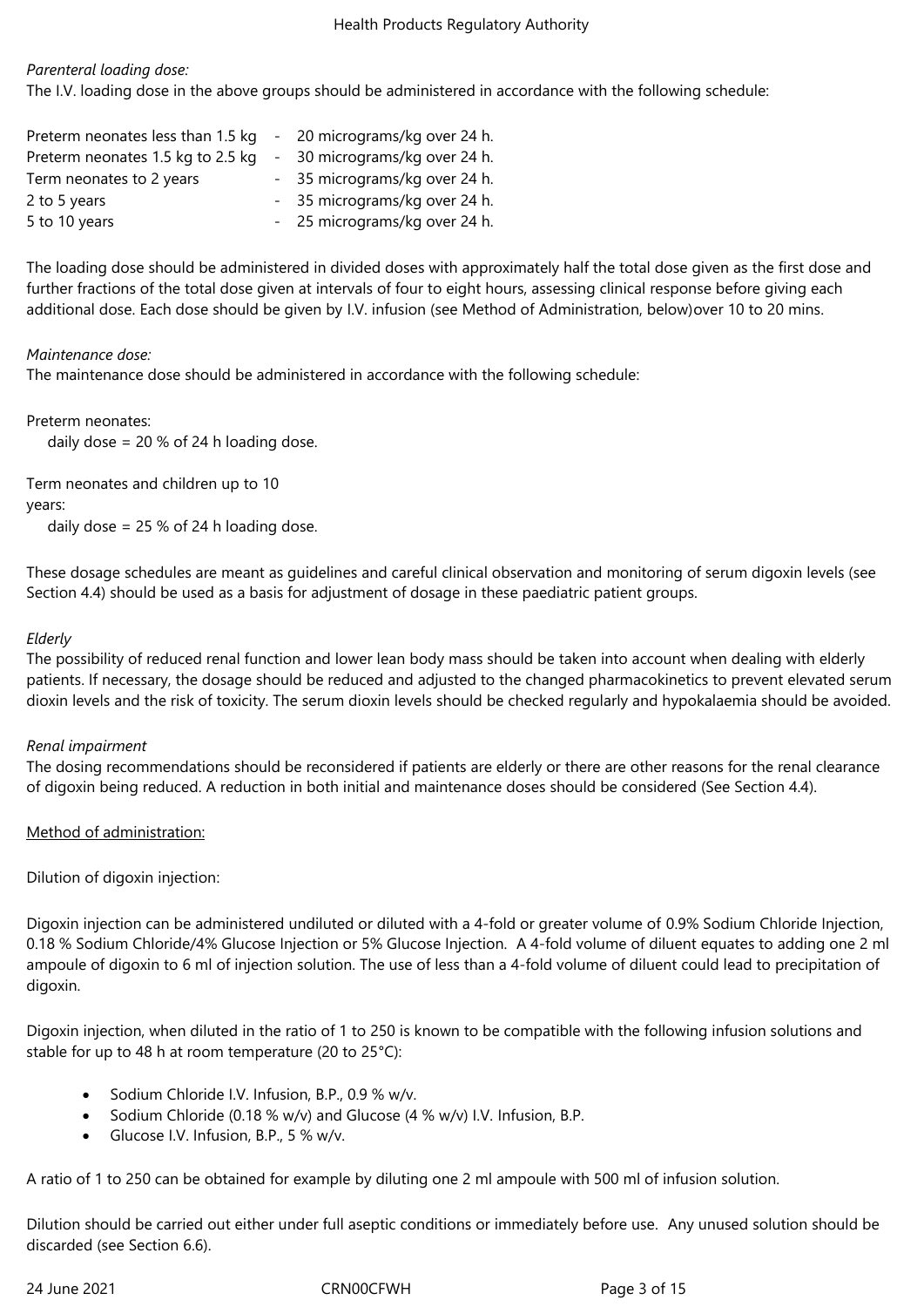*Parenteral loading dose:*

The I.V. loading dose in the above groups should be administered in accordance with the following schedule:

| | | |
|---|---|---|
| Preterm neonates less than 1.5 kg | - | 20 micrograms/kg over 24 h. |
| Preterm neonates 1.5 kg to 2.5 kg | - | 30 micrograms/kg over 24 h. |
| Term neonates to 2 years | - | 35 micrograms/kg over 24 h. |
| 2 to 5 years | - | 35 micrograms/kg over 24 h. |
| 5 to 10 years | - | 25 micrograms/kg over 24 h. |

The loading dose should be administered in divided doses with approximately half the total dose given as the first dose and further fractions of the total dose given at intervals of four to eight hours, assessing clinical response before giving each additional dose. Each dose should be given by I.V. infusion (see Method of Administration, below)over 10 to 20 mins.

*Maintenance dose:*

The maintenance dose should be administered in accordance with the following schedule:

Preterm neonates:
daily dose = 20 % of 24 h loading dose.

Term neonates and children up to 10 years:
daily dose = 25 % of 24 h loading dose.

These dosage schedules are meant as guidelines and careful clinical observation and monitoring of serum digoxin levels (see Section 4.4) should be used as a basis for adjustment of dosage in these paediatric patient groups.

*Elderly*

The possibility of reduced renal function and lower lean body mass should be taken into account when dealing with elderly patients. If necessary, the dosage should be reduced and adjusted to the changed pharmacokinetics to prevent elevated serum dioxin levels and the risk of toxicity. The serum dioxin levels should be checked regularly and hypokalaemia should be avoided.

*Renal impairment*

The dosing recommendations should be reconsidered if patients are elderly or there are other reasons for the renal clearance of digoxin being reduced. A reduction in both initial and maintenance doses should be considered (See Section 4.4).

Method of administration:

Dilution of digoxin injection:

Digoxin injection can be administered undiluted or diluted with a 4-fold or greater volume of 0.9% Sodium Chloride Injection, 0.18 % Sodium Chloride/4% Glucose Injection or 5% Glucose Injection. A 4-fold volume of diluent equates to adding one 2 ml ampoule of digoxin to 6 ml of injection solution. The use of less than a 4-fold volume of diluent could lead to precipitation of digoxin.

Digoxin injection, when diluted in the ratio of 1 to 250 is known to be compatible with the following infusion solutions and stable for up to 48 h at room temperature (20 to 25°C):

- Sodium Chloride I.V. Infusion, B.P., 0.9 % w/v.
- Sodium Chloride (0.18 % w/v) and Glucose (4 % w/v) I.V. Infusion, B.P.
- Glucose I.V. Infusion, B.P., 5 % w/v.

A ratio of 1 to 250 can be obtained for example by diluting one 2 ml ampoule with 500 ml of infusion solution.

Dilution should be carried out either under full aseptic conditions or immediately before use. Any unused solution should be discarded (see Section 6.6).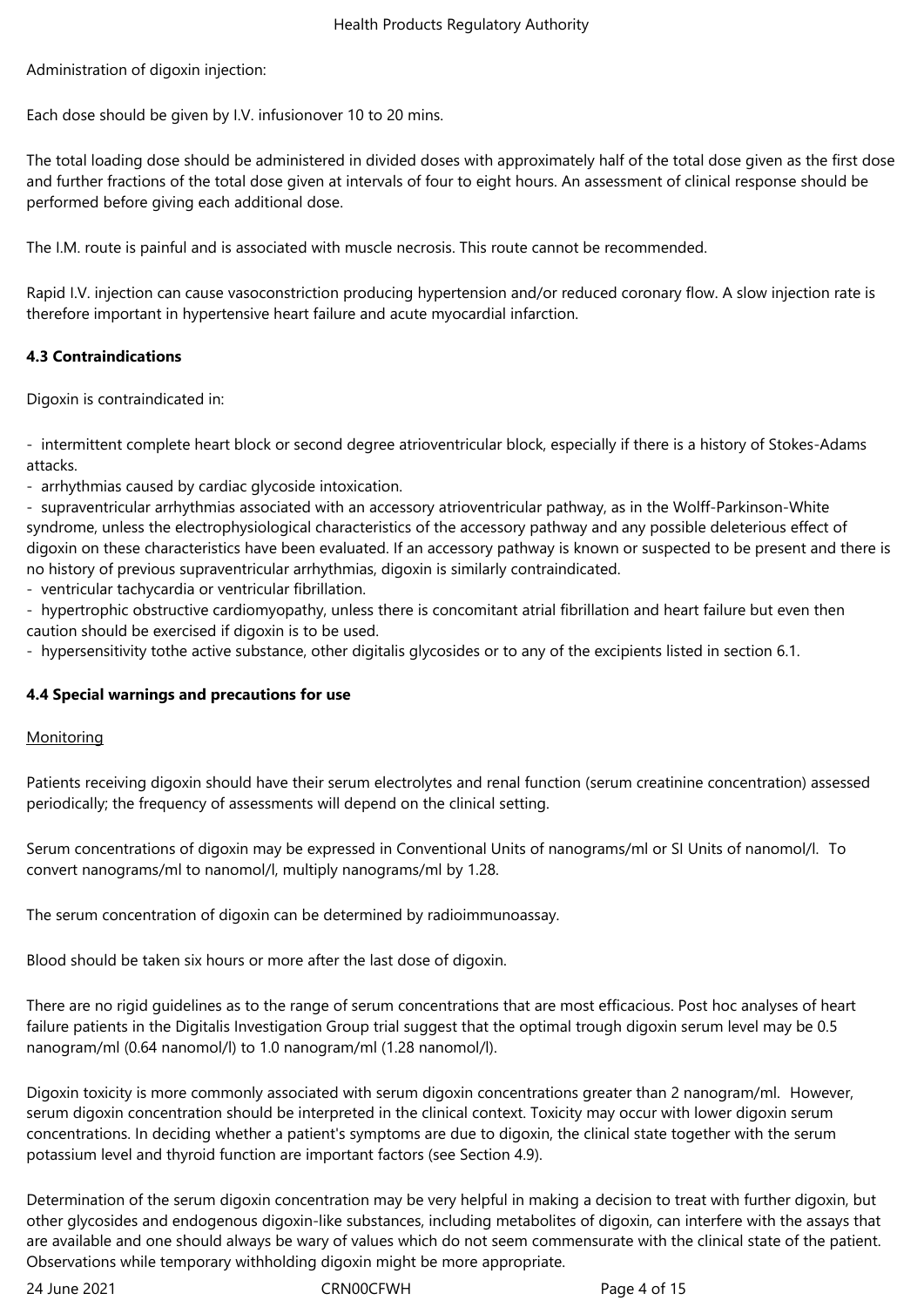Administration of digoxin injection:

Each dose should be given by I.V. infusionover 10 to 20 mins.

The total loading dose should be administered in divided doses with approximately half of the total dose given as the first dose and further fractions of the total dose given at intervals of four to eight hours. An assessment of clinical response should be performed before giving each additional dose.

The I.M. route is painful and is associated with muscle necrosis. This route cannot be recommended.

Rapid I.V. injection can cause vasoconstriction producing hypertension and/or reduced coronary flow. A slow injection rate is therefore important in hypertensive heart failure and acute myocardial infarction.

### 4.3 Contraindications

Digoxin is contraindicated in:

- intermittent complete heart block or second degree atrioventricular block, especially if there is a history of Stokes-Adams attacks.
- arrhythmias caused by cardiac glycoside intoxication.
- supraventricular arrhythmias associated with an accessory atrioventricular pathway, as in the Wolff-Parkinson-White syndrome, unless the electrophysiological characteristics of the accessory pathway and any possible deleterious effect of digoxin on these characteristics have been evaluated. If an accessory pathway is known or suspected to be present and there is no history of previous supraventricular arrhythmias, digoxin is similarly contraindicated.
- ventricular tachycardia or ventricular fibrillation.
- hypertrophic obstructive cardiomyopathy, unless there is concomitant atrial fibrillation and heart failure but even then caution should be exercised if digoxin is to be used.
- hypersensitivity tothe active substance, other digitalis glycosides or to any of the excipients listed in section 6.1.

### 4.4 Special warnings and precautions for use

Monitoring

Patients receiving digoxin should have their serum electrolytes and renal function (serum creatinine concentration) assessed periodically; the frequency of assessments will depend on the clinical setting.

Serum concentrations of digoxin may be expressed in Conventional Units of nanograms/ml or SI Units of nanomol/l. To convert nanograms/ml to nanomol/l, multiply nanograms/ml by 1.28.

The serum concentration of digoxin can be determined by radioimmunoassay.

Blood should be taken six hours or more after the last dose of digoxin.

There are no rigid guidelines as to the range of serum concentrations that are most efficacious. Post hoc analyses of heart failure patients in the Digitalis Investigation Group trial suggest that the optimal trough digoxin serum level may be 0.5 nanogram/ml (0.64 nanomol/l) to 1.0 nanogram/ml (1.28 nanomol/l).

Digoxin toxicity is more commonly associated with serum digoxin concentrations greater than 2 nanogram/ml. However, serum digoxin concentration should be interpreted in the clinical context. Toxicity may occur with lower digoxin serum concentrations. In deciding whether a patient's symptoms are due to digoxin, the clinical state together with the serum potassium level and thyroid function are important factors (see Section 4.9).

Determination of the serum digoxin concentration may be very helpful in making a decision to treat with further digoxin, but other glycosides and endogenous digoxin-like substances, including metabolites of digoxin, can interfere with the assays that are available and one should always be wary of values which do not seem commensurate with the clinical state of the patient. Observations while temporary withholding digoxin might be more appropriate.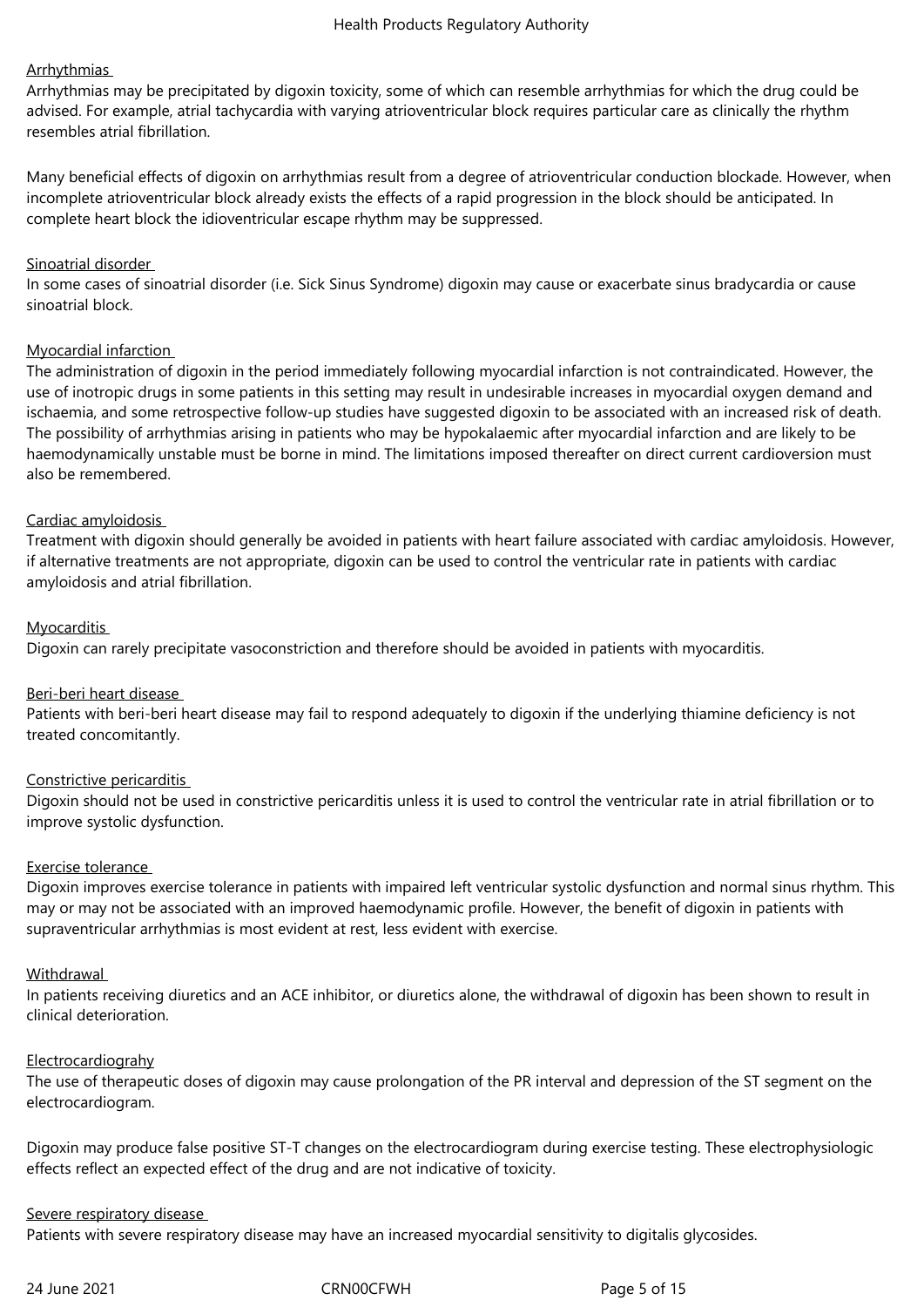Arrhythmias

Arrhythmias may be precipitated by digoxin toxicity, some of which can resemble arrhythmias for which the drug could be advised. For example, atrial tachycardia with varying atrioventricular block requires particular care as clinically the rhythm resembles atrial fibrillation.

Many beneficial effects of digoxin on arrhythmias result from a degree of atrioventricular conduction blockade. However, when incomplete atrioventricular block already exists the effects of a rapid progression in the block should be anticipated. In complete heart block the idioventricular escape rhythm may be suppressed.

Sinoatrial disorder

In some cases of sinoatrial disorder (i.e. Sick Sinus Syndrome) digoxin may cause or exacerbate sinus bradycardia or cause sinoatrial block.

Myocardial infarction

The administration of digoxin in the period immediately following myocardial infarction is not contraindicated. However, the use of inotropic drugs in some patients in this setting may result in undesirable increases in myocardial oxygen demand and ischaemia, and some retrospective follow-up studies have suggested digoxin to be associated with an increased risk of death. The possibility of arrhythmias arising in patients who may be hypokalaemic after myocardial infarction and are likely to be haemodynamically unstable must be borne in mind. The limitations imposed thereafter on direct current cardioversion must also be remembered.

Cardiac amyloidosis

Treatment with digoxin should generally be avoided in patients with heart failure associated with cardiac amyloidosis. However, if alternative treatments are not appropriate, digoxin can be used to control the ventricular rate in patients with cardiac amyloidosis and atrial fibrillation.

Myocarditis

Digoxin can rarely precipitate vasoconstriction and therefore should be avoided in patients with myocarditis.

Beri-beri heart disease

Patients with beri-beri heart disease may fail to respond adequately to digoxin if the underlying thiamine deficiency is not treated concomitantly.

Constrictive pericarditis

Digoxin should not be used in constrictive pericarditis unless it is used to control the ventricular rate in atrial fibrillation or to improve systolic dysfunction.

Exercise tolerance

Digoxin improves exercise tolerance in patients with impaired left ventricular systolic dysfunction and normal sinus rhythm. This may or may not be associated with an improved haemodynamic profile. However, the benefit of digoxin in patients with supraventricular arrhythmias is most evident at rest, less evident with exercise.

Withdrawal

In patients receiving diuretics and an ACE inhibitor, or diuretics alone, the withdrawal of digoxin has been shown to result in clinical deterioration.

Electrocardiograhy

The use of therapeutic doses of digoxin may cause prolongation of the PR interval and depression of the ST segment on the electrocardiogram.

Digoxin may produce false positive ST-T changes on the electrocardiogram during exercise testing. These electrophysiologic effects reflect an expected effect of the drug and are not indicative of toxicity.

Severe respiratory disease

Patients with severe respiratory disease may have an increased myocardial sensitivity to digitalis glycosides.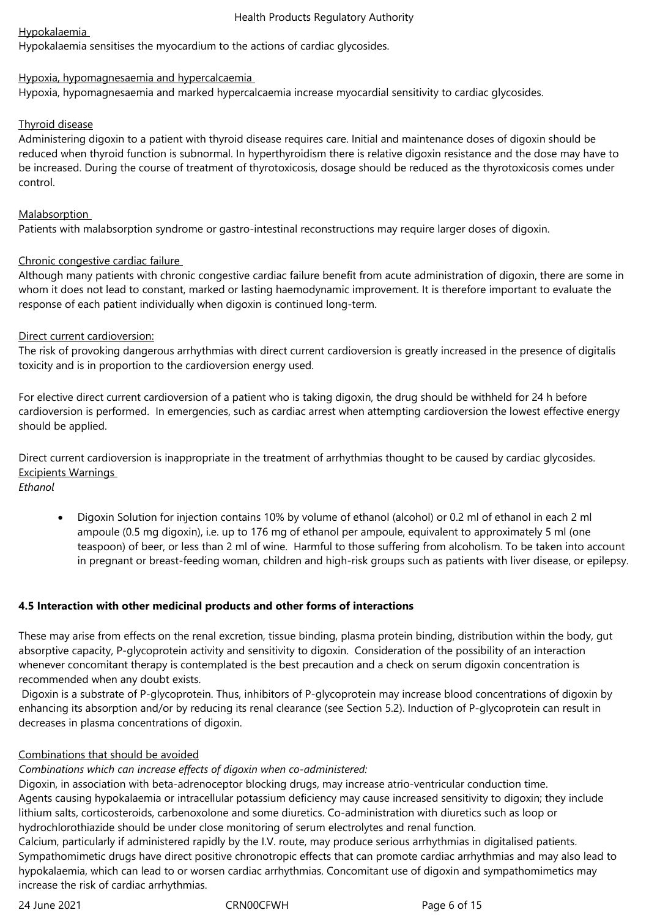Hypokalaemia

Hypokalaemia sensitises the myocardium to the actions of cardiac glycosides.

Hypoxia, hypomagnesaemia and hypercalcaemia

Hypoxia, hypomagnesaemia and marked hypercalcaemia increase myocardial sensitivity to cardiac glycosides.

Thyroid disease

Administering digoxin to a patient with thyroid disease requires care. Initial and maintenance doses of digoxin should be reduced when thyroid function is subnormal. In hyperthyroidism there is relative digoxin resistance and the dose may have to be increased. During the course of treatment of thyrotoxicosis, dosage should be reduced as the thyrotoxicosis comes under control.

Malabsorption

Patients with malabsorption syndrome or gastro-intestinal reconstructions may require larger doses of digoxin.

Chronic congestive cardiac failure

Although many patients with chronic congestive cardiac failure benefit from acute administration of digoxin, there are some in whom it does not lead to constant, marked or lasting haemodynamic improvement. It is therefore important to evaluate the response of each patient individually when digoxin is continued long-term.

Direct current cardioversion:

The risk of provoking dangerous arrhythmias with direct current cardioversion is greatly increased in the presence of digitalis toxicity and is in proportion to the cardioversion energy used.

For elective direct current cardioversion of a patient who is taking digoxin, the drug should be withheld for 24 h before cardioversion is performed. In emergencies, such as cardiac arrest when attempting cardioversion the lowest effective energy should be applied.

Direct current cardioversion is inappropriate in the treatment of arrhythmias thought to be caused by cardiac glycosides.

Excipients Warnings

*Ethanol*

- Digoxin Solution for injection contains 10% by volume of ethanol (alcohol) or 0.2 ml of ethanol in each 2 ml ampoule (0.5 mg digoxin), i.e. up to 176 mg of ethanol per ampoule, equivalent to approximately 5 ml (one teaspoon) of beer, or less than 2 ml of wine. Harmful to those suffering from alcoholism. To be taken into account in pregnant or breast-feeding woman, children and high-risk groups such as patients with liver disease, or epilepsy.

**4.5 Interaction with other medicinal products and other forms of interactions**

These may arise from effects on the renal excretion, tissue binding, plasma protein binding, distribution within the body, gut absorptive capacity, P-glycoprotein activity and sensitivity to digoxin. Consideration of the possibility of an interaction whenever concomitant therapy is contemplated is the best precaution and a check on serum digoxin concentration is recommended when any doubt exists.

Digoxin is a substrate of P-glycoprotein. Thus, inhibitors of P-glycoprotein may increase blood concentrations of digoxin by enhancing its absorption and/or by reducing its renal clearance (see Section 5.2). Induction of P-glycoprotein can result in decreases in plasma concentrations of digoxin.

Combinations that should be avoided

*Combinations which can increase effects of digoxin when co-administered:*

Digoxin, in association with beta-adrenoceptor blocking drugs, may increase atrio-ventricular conduction time.

Agents causing hypokalaemia or intracellular potassium deficiency may cause increased sensitivity to digoxin; they include lithium salts, corticosteroids, carbenoxolone and some diuretics. Co-administration with diuretics such as loop or hydrochlorothiazide should be under close monitoring of serum electrolytes and renal function.

Calcium, particularly if administered rapidly by the I.V. route, may produce serious arrhythmias in digitalised patients.

Sympathomimetic drugs have direct positive chronotropic effects that can promote cardiac arrhythmias and may also lead to hypokalaemia, which can lead to or worsen cardiac arrhythmias. Concomitant use of digoxin and sympathomimetics may increase the risk of cardiac arrhythmias.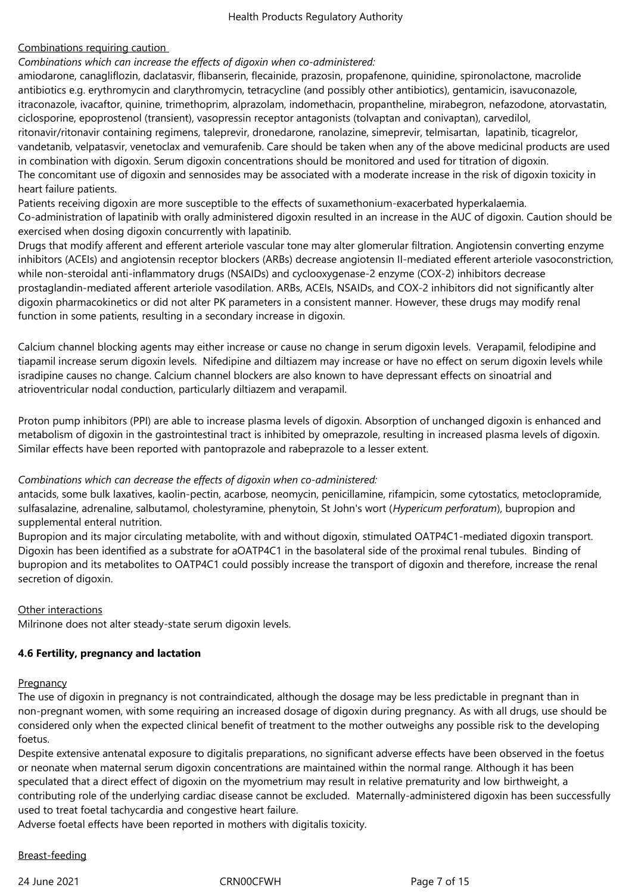Combinations requiring caution

*Combinations which can increase the effects of digoxin when co-administered:*

amiodarone, canagliflozin, daclatasvir, flibanserin, flecainide, prazosin, propafenone, quinidine, spironolactone, macrolide antibiotics e.g. erythromycin and clarythromycin, tetracycline (and possibly other antibiotics), gentamicin, isavuconazole, itraconazole, ivacaftor, quinine, trimethoprim, alprazolam, indomethacin, propantheline, mirabegron, nefazodone, atorvastatin, ciclosporine, epoprostenol (transient), vasopressin receptor antagonists (tolvaptan and conivaptan), carvedilol, ritonavir/ritonavir containing regimens, taleprevir, dronedarone, ranolazine, simeprevir, telmisartan, lapatinib, ticagrelor, vandetanib, velpatasvir, venetoclax and vemurafenib. Care should be taken when any of the above medicinal products are used in combination with digoxin. Serum digoxin concentrations should be monitored and used for titration of digoxin.
The concomitant use of digoxin and sennosides may be associated with a moderate increase in the risk of digoxin toxicity in heart failure patients.
Patients receiving digoxin are more susceptible to the effects of suxamethonium-exacerbated hyperkalaemia.
Co-administration of lapatinib with orally administered digoxin resulted in an increase in the AUC of digoxin. Caution should be exercised when dosing digoxin concurrently with lapatinib.
Drugs that modify afferent and efferent arteriole vascular tone may alter glomerular filtration. Angiotensin converting enzyme inhibitors (ACEIs) and angiotensin receptor blockers (ARBs) decrease angiotensin II-mediated efferent arteriole vasoconstriction, while non-steroidal anti-inflammatory drugs (NSAIDs) and cyclooxygenase-2 enzyme (COX-2) inhibitors decrease prostaglandin-mediated afferent arteriole vasodilation. ARBs, ACEIs, NSAIDs, and COX-2 inhibitors did not significantly alter digoxin pharmacokinetics or did not alter PK parameters in a consistent manner. However, these drugs may modify renal function in some patients, resulting in a secondary increase in digoxin.

Calcium channel blocking agents may either increase or cause no change in serum digoxin levels. Verapamil, felodipine and tiapamil increase serum digoxin levels. Nifedipine and diltiazem may increase or have no effect on serum digoxin levels while isradipine causes no change. Calcium channel blockers are also known to have depressant effects on sinoatrial and atrioventricular nodal conduction, particularly diltiazem and verapamil.

Proton pump inhibitors (PPI) are able to increase plasma levels of digoxin. Absorption of unchanged digoxin is enhanced and metabolism of digoxin in the gastrointestinal tract is inhibited by omeprazole, resulting in increased plasma levels of digoxin. Similar effects have been reported with pantoprazole and rabeprazole to a lesser extent.

*Combinations which can decrease the effects of digoxin when co-administered:*

antacids, some bulk laxatives, kaolin-pectin, acarbose, neomycin, penicillamine, rifampicin, some cytostatics, metoclopramide, sulfasalazine, adrenaline, salbutamol, cholestyramine, phenytoin, St John's wort (*Hypericum perforatum*), bupropion and supplemental enteral nutrition.
Bupropion and its major circulating metabolite, with and without digoxin, stimulated OATP4C1-mediated digoxin transport. Digoxin has been identified as a substrate for aOATP4C1 in the basolateral side of the proximal renal tubules. Binding of bupropion and its metabolites to OATP4C1 could possibly increase the transport of digoxin and therefore, increase the renal secretion of digoxin.

Other interactions

Milrinone does not alter steady-state serum digoxin levels.

**4.6 Fertility, pregnancy and lactation**

Pregnancy

The use of digoxin in pregnancy is not contraindicated, although the dosage may be less predictable in pregnant than in non-pregnant women, with some requiring an increased dosage of digoxin during pregnancy. As with all drugs, use should be considered only when the expected clinical benefit of treatment to the mother outweighs any possible risk to the developing foetus.
Despite extensive antenatal exposure to digitalis preparations, no significant adverse effects have been observed in the foetus or neonate when maternal serum digoxin concentrations are maintained within the normal range. Although it has been speculated that a direct effect of digoxin on the myometrium may result in relative prematurity and low birthweight, a contributing role of the underlying cardiac disease cannot be excluded. Maternally-administered digoxin has been successfully used to treat foetal tachycardia and congestive heart failure.
Adverse foetal effects have been reported in mothers with digitalis toxicity.

Breast-feeding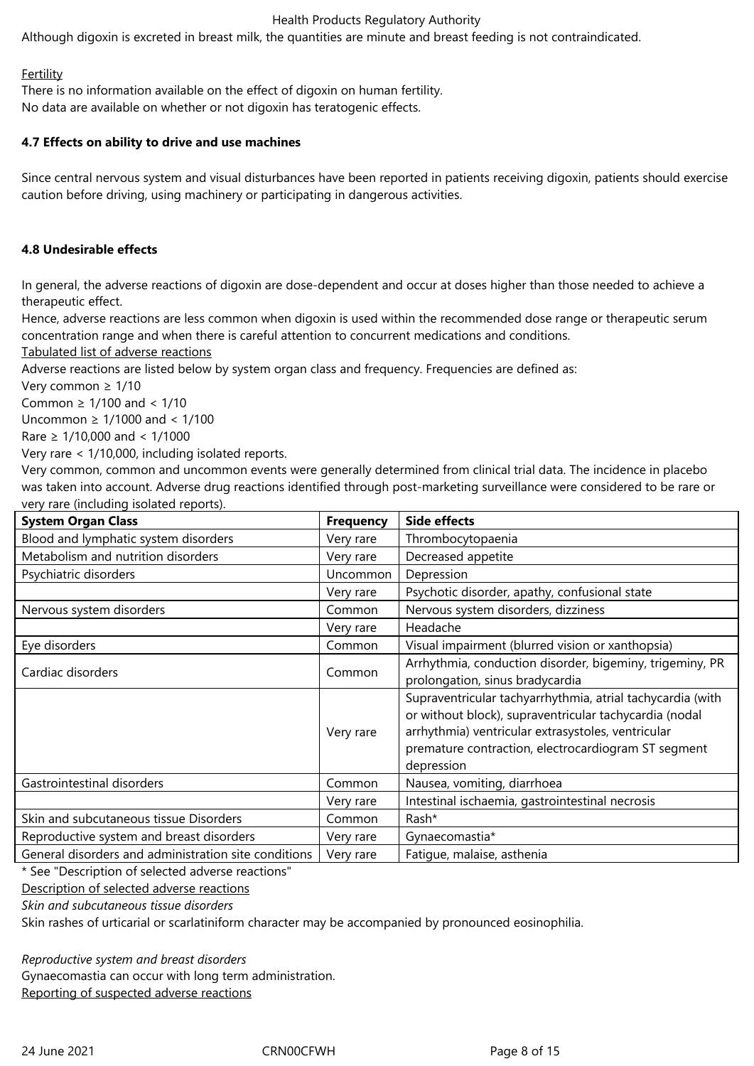Although digoxin is excreted in breast milk, the quantities are minute and breast feeding is not contraindicated.

Fertility

There is no information available on the effect of digoxin on human fertility.
No data are available on whether or not digoxin has teratogenic effects.

**4.7 Effects on ability to drive and use machines**

Since central nervous system and visual disturbances have been reported in patients receiving digoxin, patients should exercise caution before driving, using machinery or participating in dangerous activities.

**4.8 Undesirable effects**

In general, the adverse reactions of digoxin are dose-dependent and occur at doses higher than those needed to achieve a therapeutic effect.
Hence, adverse reactions are less common when digoxin is used within the recommended dose range or therapeutic serum concentration range and when there is careful attention to concurrent medications and conditions.

Tabulated list of adverse reactions

Adverse reactions are listed below by system organ class and frequency. Frequencies are defined as:
Very common ≥ 1/10
Common ≥ 1/100 and < 1/10
Uncommon ≥ 1/1000 and < 1/100
Rare ≥ 1/10,000 and < 1/1000
Very rare < 1/10,000, including isolated reports.
Very common, common and uncommon events were generally determined from clinical trial data. The incidence in placebo was taken into account. Adverse drug reactions identified through post-marketing surveillance were considered to be rare or very rare (including isolated reports).

| System Organ Class | Frequency | Side effects |
|---|---|---|
| Blood and lymphatic system disorders | Very rare | Thrombocytopaenia |
| Metabolism and nutrition disorders | Very rare | Decreased appetite |
| Psychiatric disorders | Uncommon | Depression |
| | Very rare | Psychotic disorder, apathy, confusional state |
| Nervous system disorders | Common | Nervous system disorders, dizziness |
| | Very rare | Headache |
| Eye disorders | Common | Visual impairment (blurred vision or xanthopsia) |
| Cardiac disorders | Common | Arrhythmia, conduction disorder, bigeminy, trigeminy, PR prolongation, sinus bradycardia |
| | Very rare | Supraventricular tachyarrhythmia, atrial tachycardia (with or without block), supraventricular tachycardia (nodal arrhythmia) ventricular extrasystoles, ventricular premature contraction, electrocardiogram ST segment depression |
| Gastrointestinal disorders | Common | Nausea, vomiting, diarrhoea |
| | Very rare | Intestinal ischaemia, gastrointestinal necrosis |
| Skin and subcutaneous tissue Disorders | Common | Rash* |
| Reproductive system and breast disorders | Very rare | Gynaecomastia* |
| General disorders and administration site conditions | Very rare | Fatigue, malaise, asthenia |

* See "Description of selected adverse reactions"

Description of selected adverse reactions

*Skin and subcutaneous tissue disorders*

Skin rashes of urticarial or scarlatiniform character may be accompanied by pronounced eosinophilia.

*Reproductive system and breast disorders*

Gynaecomastia can occur with long term administration.

Reporting of suspected adverse reactions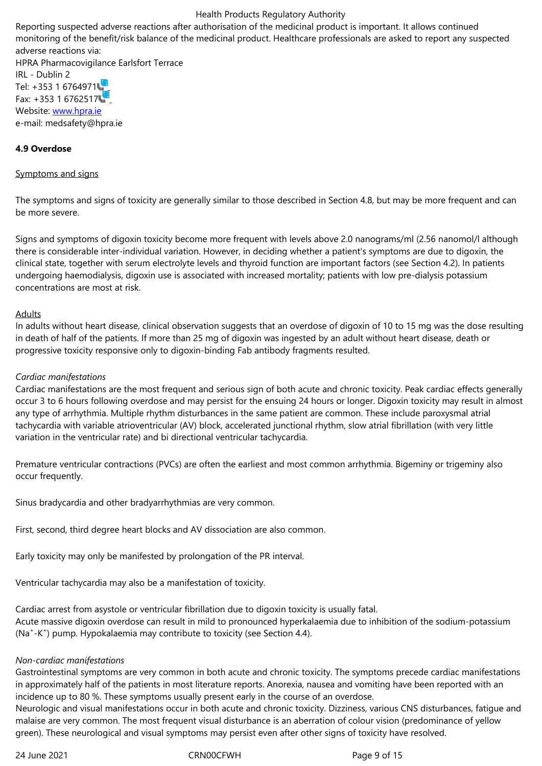Reporting suspected adverse reactions after authorisation of the medicinal product is important. It allows continued monitoring of the benefit/risk balance of the medicinal product. Healthcare professionals are asked to report any suspected adverse reactions via:
HPRA Pharmacovigilance Earlsfort Terrace
IRL - Dublin 2
Tel: +353 1 6764971
Fax: +353 1 6762517
Website: www.hpra.ie
e-mail: medsafety@hpra.ie

**4.9 Overdose**

Symptoms and signs

The symptoms and signs of toxicity are generally similar to those described in Section 4.8, but may be more frequent and can be more severe.

Signs and symptoms of digoxin toxicity become more frequent with levels above 2.0 nanograms/ml (2.56 nanomol/l although there is considerable inter-individual variation. However, in deciding whether a patient's symptoms are due to digoxin, the clinical state, together with serum electrolyte levels and thyroid function are important factors (see Section 4.2). In patients undergoing haemodialysis, digoxin use is associated with increased mortality; patients with low pre-dialysis potassium concentrations are most at risk.

Adults
In adults without heart disease, clinical observation suggests that an overdose of digoxin of 10 to 15 mg was the dose resulting in death of half of the patients. If more than 25 mg of digoxin was ingested by an adult without heart disease, death or progressive toxicity responsive only to digoxin-binding Fab antibody fragments resulted.

*Cardiac manifestations*
Cardiac manifestations are the most frequent and serious sign of both acute and chronic toxicity. Peak cardiac effects generally occur 3 to 6 hours following overdose and may persist for the ensuing 24 hours or longer. Digoxin toxicity may result in almost any type of arrhythmia. Multiple rhythm disturbances in the same patient are common. These include paroxysmal atrial tachycardia with variable atrioventricular (AV) block, accelerated junctional rhythm, slow atrial fibrillation (with very little variation in the ventricular rate) and bi directional ventricular tachycardia.

Premature ventricular contractions (PVCs) are often the earliest and most common arrhythmia. Bigeminy or trigeminy also occur frequently.

Sinus bradycardia and other bradyarrhythmias are very common.

First, second, third degree heart blocks and AV dissociation are also common.

Early toxicity may only be manifested by prolongation of the PR interval.

Ventricular tachycardia may also be a manifestation of toxicity.

Cardiac arrest from asystole or ventricular fibrillation due to digoxin toxicity is usually fatal.
Acute massive digoxin overdose can result in mild to pronounced hyperkalaemia due to inhibition of the sodium-potassium ($Na^+$-$K^+$) pump. Hypokalaemia may contribute to toxicity (see Section 4.4).

*Non-cardiac manifestations*
Gastrointestinal symptoms are very common in both acute and chronic toxicity. The symptoms precede cardiac manifestations in approximately half of the patients in most literature reports. Anorexia, nausea and vomiting have been reported with an incidence up to 80 %. These symptoms usually present early in the course of an overdose.
Neurologic and visual manifestations occur in both acute and chronic toxicity. Dizziness, various CNS disturbances, fatigue and malaise are very common. The most frequent visual disturbance is an aberration of colour vision (predominance of yellow green). These neurological and visual symptoms may persist even after other signs of toxicity have resolved.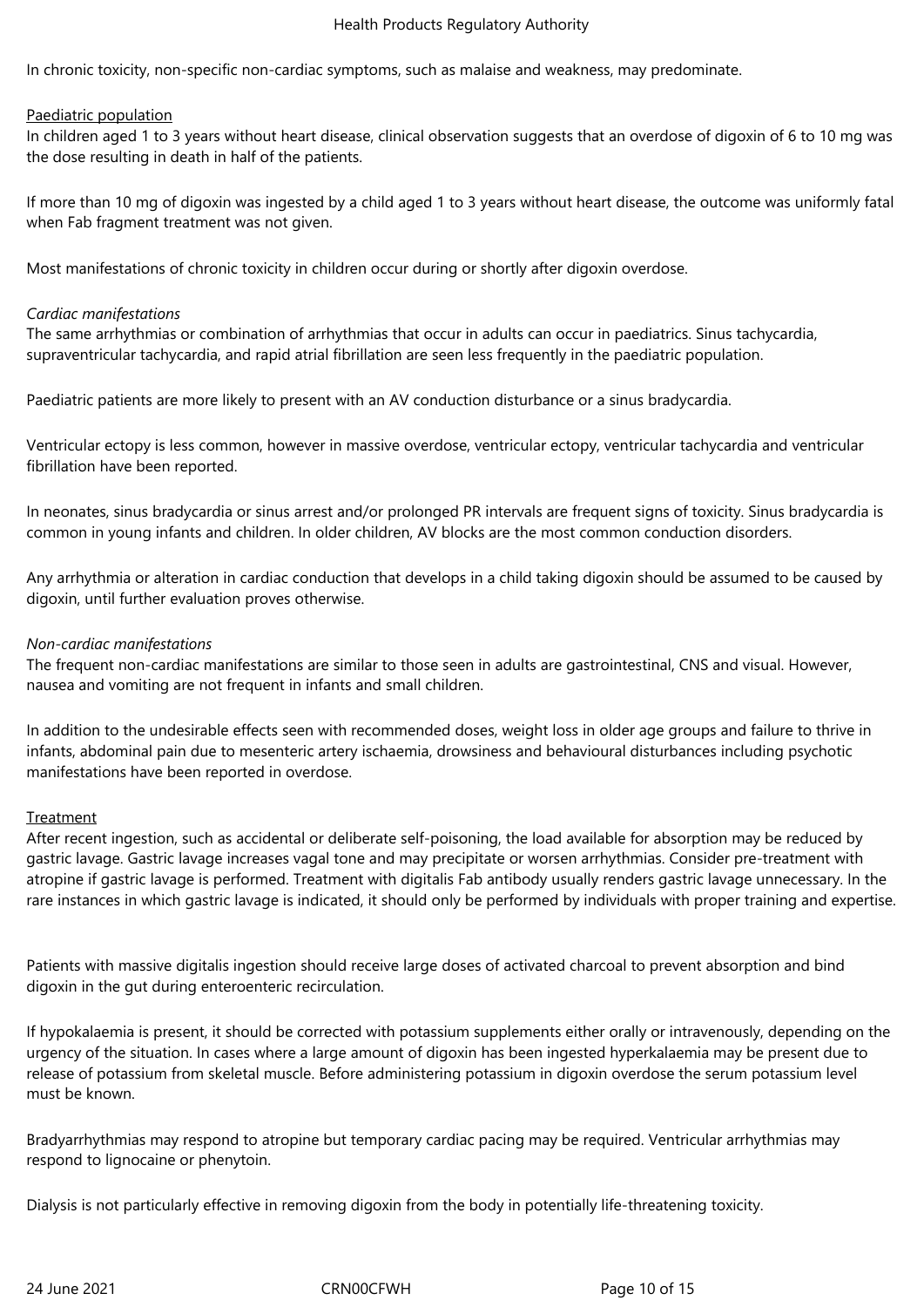In chronic toxicity, non-specific non-cardiac symptoms, such as malaise and weakness, may predominate.

Paediatric population

In children aged 1 to 3 years without heart disease, clinical observation suggests that an overdose of digoxin of 6 to 10 mg was the dose resulting in death in half of the patients.

If more than 10 mg of digoxin was ingested by a child aged 1 to 3 years without heart disease, the outcome was uniformly fatal when Fab fragment treatment was not given.

Most manifestations of chronic toxicity in children occur during or shortly after digoxin overdose.

*Cardiac manifestations*

The same arrhythmias or combination of arrhythmias that occur in adults can occur in paediatrics. Sinus tachycardia, supraventricular tachycardia, and rapid atrial fibrillation are seen less frequently in the paediatric population.

Paediatric patients are more likely to present with an AV conduction disturbance or a sinus bradycardia.

Ventricular ectopy is less common, however in massive overdose, ventricular ectopy, ventricular tachycardia and ventricular fibrillation have been reported.

In neonates, sinus bradycardia or sinus arrest and/or prolonged PR intervals are frequent signs of toxicity. Sinus bradycardia is common in young infants and children. In older children, AV blocks are the most common conduction disorders.

Any arrhythmia or alteration in cardiac conduction that develops in a child taking digoxin should be assumed to be caused by digoxin, until further evaluation proves otherwise.

*Non-cardiac manifestations*

The frequent non-cardiac manifestations are similar to those seen in adults are gastrointestinal, CNS and visual. However, nausea and vomiting are not frequent in infants and small children.

In addition to the undesirable effects seen with recommended doses, weight loss in older age groups and failure to thrive in infants, abdominal pain due to mesenteric artery ischaemia, drowsiness and behavioural disturbances including psychotic manifestations have been reported in overdose.

Treatment

After recent ingestion, such as accidental or deliberate self-poisoning, the load available for absorption may be reduced by gastric lavage. Gastric lavage increases vagal tone and may precipitate or worsen arrhythmias. Consider pre-treatment with atropine if gastric lavage is performed. Treatment with digitalis Fab antibody usually renders gastric lavage unnecessary. In the rare instances in which gastric lavage is indicated, it should only be performed by individuals with proper training and expertise.

Patients with massive digitalis ingestion should receive large doses of activated charcoal to prevent absorption and bind digoxin in the gut during enteroenteric recirculation.

If hypokalaemia is present, it should be corrected with potassium supplements either orally or intravenously, depending on the urgency of the situation. In cases where a large amount of digoxin has been ingested hyperkalaemia may be present due to release of potassium from skeletal muscle. Before administering potassium in digoxin overdose the serum potassium level must be known.

Bradyarrhythmias may respond to atropine but temporary cardiac pacing may be required. Ventricular arrhythmias may respond to lignocaine or phenytoin.

Dialysis is not particularly effective in removing digoxin from the body in potentially life-threatening toxicity.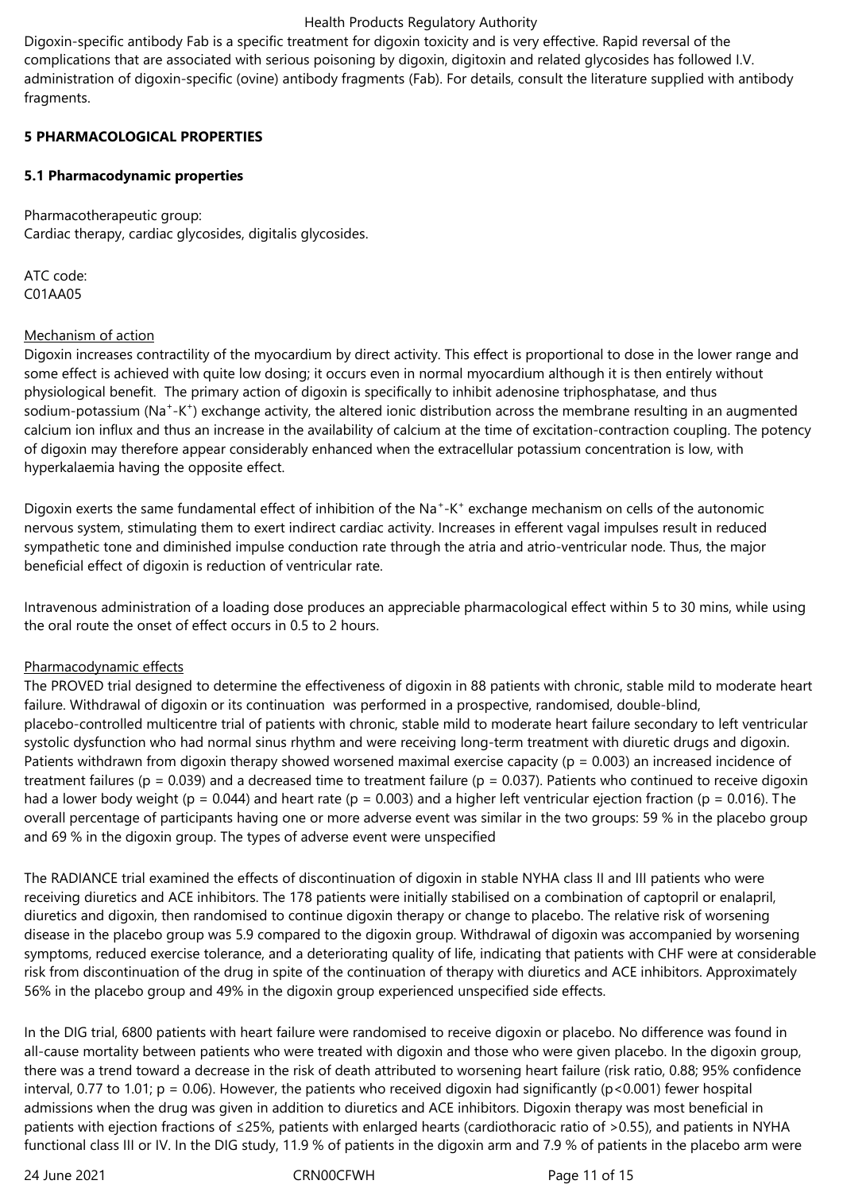Digoxin-specific antibody Fab is a specific treatment for digoxin toxicity and is very effective. Rapid reversal of the complications that are associated with serious poisoning by digoxin, digitoxin and related glycosides has followed I.V. administration of digoxin-specific (ovine) antibody fragments (Fab). For details, consult the literature supplied with antibody fragments.

## 5 PHARMACOLOGICAL PROPERTIES

### 5.1 Pharmacodynamic properties

Pharmacotherapeutic group:
Cardiac therapy, cardiac glycosides, digitalis glycosides.

ATC code:
C01AA05

Mechanism of action

Digoxin increases contractility of the myocardium by direct activity. This effect is proportional to dose in the lower range and some effect is achieved with quite low dosing; it occurs even in normal myocardium although it is then entirely without physiological benefit. The primary action of digoxin is specifically to inhibit adenosine triphosphatase, and thus sodium-potassium ($Na^{+}$-$K^{+}$) exchange activity, the altered ionic distribution across the membrane resulting in an augmented calcium ion influx and thus an increase in the availability of calcium at the time of excitation-contraction coupling. The potency of digoxin may therefore appear considerably enhanced when the extracellular potassium concentration is low, with hyperkalaemia having the opposite effect.

Digoxin exerts the same fundamental effect of inhibition of the $Na^{+}$-$K^{+}$ exchange mechanism on cells of the autonomic nervous system, stimulating them to exert indirect cardiac activity. Increases in efferent vagal impulses result in reduced sympathetic tone and diminished impulse conduction rate through the atria and atrio-ventricular node. Thus, the major beneficial effect of digoxin is reduction of ventricular rate.

Intravenous administration of a loading dose produces an appreciable pharmacological effect within 5 to 30 mins, while using the oral route the onset of effect occurs in 0.5 to 2 hours.

Pharmacodynamic effects

The PROVED trial designed to determine the effectiveness of digoxin in 88 patients with chronic, stable mild to moderate heart failure. Withdrawal of digoxin or its continuation was performed in a prospective, randomised, double-blind, placebo-controlled multicentre trial of patients with chronic, stable mild to moderate heart failure secondary to left ventricular systolic dysfunction who had normal sinus rhythm and were receiving long-term treatment with diuretic drugs and digoxin. Patients withdrawn from digoxin therapy showed worsened maximal exercise capacity ($p = 0.003$) an increased incidence of treatment failures ($p = 0.039$) and a decreased time to treatment failure ($p = 0.037$). Patients who continued to receive digoxin had a lower body weight ($p = 0.044$) and heart rate ($p = 0.003$) and a higher left ventricular ejection fraction ($p = 0.016$). The overall percentage of participants having one or more adverse event was similar in the two groups: 59 % in the placebo group and 69 % in the digoxin group. The types of adverse event were unspecified

The RADIANCE trial examined the effects of discontinuation of digoxin in stable NYHA class II and III patients who were receiving diuretics and ACE inhibitors. The 178 patients were initially stabilised on a combination of captopril or enalapril, diuretics and digoxin, then randomised to continue digoxin therapy or change to placebo. The relative risk of worsening disease in the placebo group was 5.9 compared to the digoxin group. Withdrawal of digoxin was accompanied by worsening symptoms, reduced exercise tolerance, and a deteriorating quality of life, indicating that patients with CHF were at considerable risk from discontinuation of the drug in spite of the continuation of therapy with diuretics and ACE inhibitors. Approximately 56% in the placebo group and 49% in the digoxin group experienced unspecified side effects.

In the DIG trial, 6800 patients with heart failure were randomised to receive digoxin or placebo. No difference was found in all-cause mortality between patients who were treated with digoxin and those who were given placebo. In the digoxin group, there was a trend toward a decrease in the risk of death attributed to worsening heart failure (risk ratio, 0.88; 95% confidence interval, 0.77 to 1.01; $p = 0.06$). However, the patients who received digoxin had significantly ($p<0.001$) fewer hospital admissions when the drug was given in addition to diuretics and ACE inhibitors. Digoxin therapy was most beneficial in patients with ejection fractions of ≤25%, patients with enlarged hearts (cardiothoracic ratio of >0.55), and patients in NYHA functional class III or IV. In the DIG study, 11.9 % of patients in the digoxin arm and 7.9 % of patients in the placebo arm were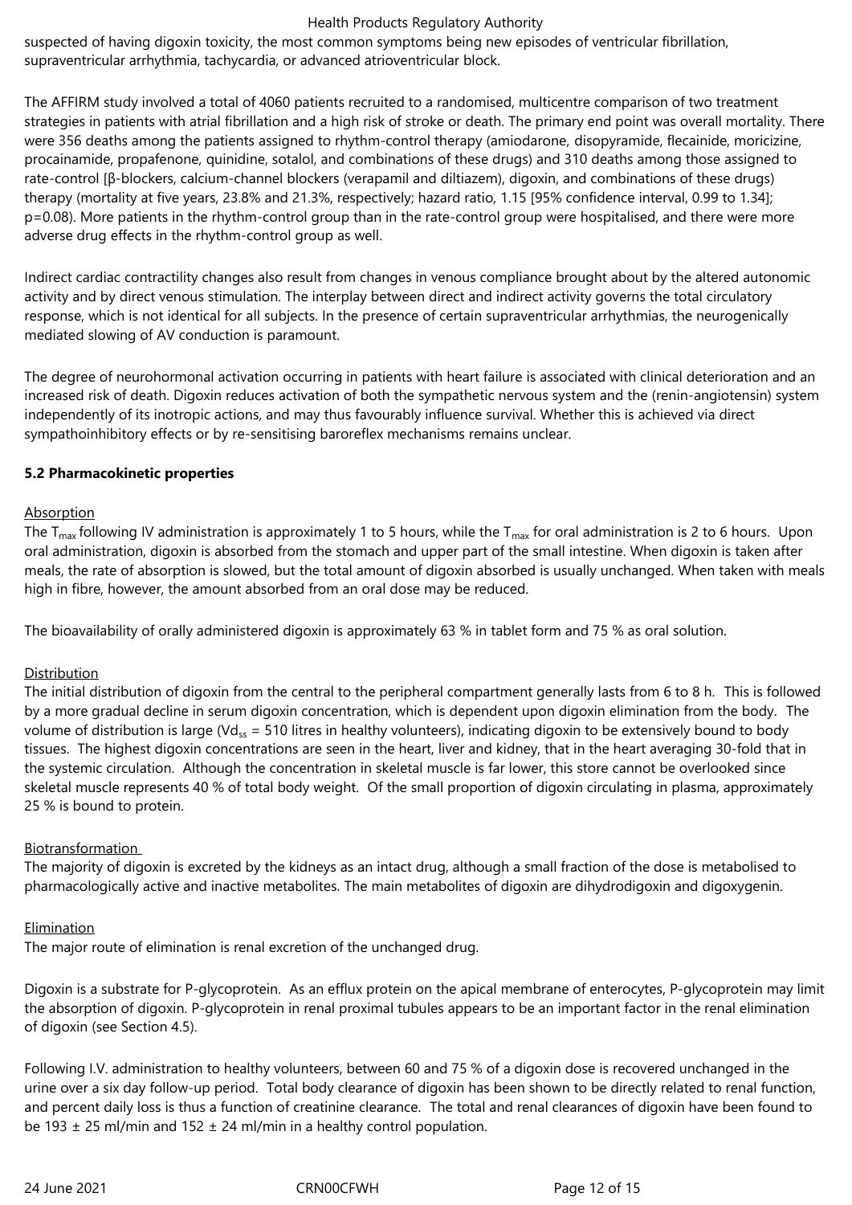suspected of having digoxin toxicity, the most common symptoms being new episodes of ventricular fibrillation, supraventricular arrhythmia, tachycardia, or advanced atrioventricular block.

The AFFIRM study involved a total of 4060 patients recruited to a randomised, multicentre comparison of two treatment strategies in patients with atrial fibrillation and a high risk of stroke or death. The primary end point was overall mortality. There were 356 deaths among the patients assigned to rhythm-control therapy (amiodarone, disopyramide, flecainide, moricizine, procainamide, propafenone, quinidine, sotalol, and combinations of these drugs) and 310 deaths among those assigned to rate-control [β-blockers, calcium-channel blockers (verapamil and diltiazem), digoxin, and combinations of these drugs) therapy (mortality at five years, 23.8% and 21.3%, respectively; hazard ratio, 1.15 [95% confidence interval, 0.99 to 1.34]; p=0.08). More patients in the rhythm-control group than in the rate-control group were hospitalised, and there were more adverse drug effects in the rhythm-control group as well.

Indirect cardiac contractility changes also result from changes in venous compliance brought about by the altered autonomic activity and by direct venous stimulation. The interplay between direct and indirect activity governs the total circulatory response, which is not identical for all subjects. In the presence of certain supraventricular arrhythmias, the neurogenically mediated slowing of AV conduction is paramount.

The degree of neurohormonal activation occurring in patients with heart failure is associated with clinical deterioration and an increased risk of death. Digoxin reduces activation of both the sympathetic nervous system and the (renin-angiotensin) system independently of its inotropic actions, and may thus favourably influence survival. Whether this is achieved via direct sympathoinhibitory effects or by re-sensitising baroreflex mechanisms remains unclear.

## 5.2 Pharmacokinetic properties

Absorption

The $T_{max}$ following IV administration is approximately 1 to 5 hours, while the $T_{max}$ for oral administration is 2 to 6 hours. Upon oral administration, digoxin is absorbed from the stomach and upper part of the small intestine. When digoxin is taken after meals, the rate of absorption is slowed, but the total amount of digoxin absorbed is usually unchanged. When taken with meals high in fibre, however, the amount absorbed from an oral dose may be reduced.

The bioavailability of orally administered digoxin is approximately 63 % in tablet form and 75 % as oral solution.

Distribution

The initial distribution of digoxin from the central to the peripheral compartment generally lasts from 6 to 8 h. This is followed by a more gradual decline in serum digoxin concentration, which is dependent upon digoxin elimination from the body. The volume of distribution is large ($Vd_{ss}$ = 510 litres in healthy volunteers), indicating digoxin to be extensively bound to body tissues. The highest digoxin concentrations are seen in the heart, liver and kidney, that in the heart averaging 30-fold that in the systemic circulation. Although the concentration in skeletal muscle is far lower, this store cannot be overlooked since skeletal muscle represents 40 % of total body weight. Of the small proportion of digoxin circulating in plasma, approximately 25 % is bound to protein.

Biotransformation

The majority of digoxin is excreted by the kidneys as an intact drug, although a small fraction of the dose is metabolised to pharmacologically active and inactive metabolites. The main metabolites of digoxin are dihydrodigoxin and digoxygenin.

Elimination

The major route of elimination is renal excretion of the unchanged drug.

Digoxin is a substrate for P-glycoprotein. As an efflux protein on the apical membrane of enterocytes, P-glycoprotein may limit the absorption of digoxin. P-glycoprotein in renal proximal tubules appears to be an important factor in the renal elimination of digoxin (see Section 4.5).

Following I.V. administration to healthy volunteers, between 60 and 75 % of a digoxin dose is recovered unchanged in the urine over a six day follow-up period. Total body clearance of digoxin has been shown to be directly related to renal function, and percent daily loss is thus a function of creatinine clearance. The total and renal clearances of digoxin have been found to be 193 ± 25 ml/min and 152 ± 24 ml/min in a healthy control population.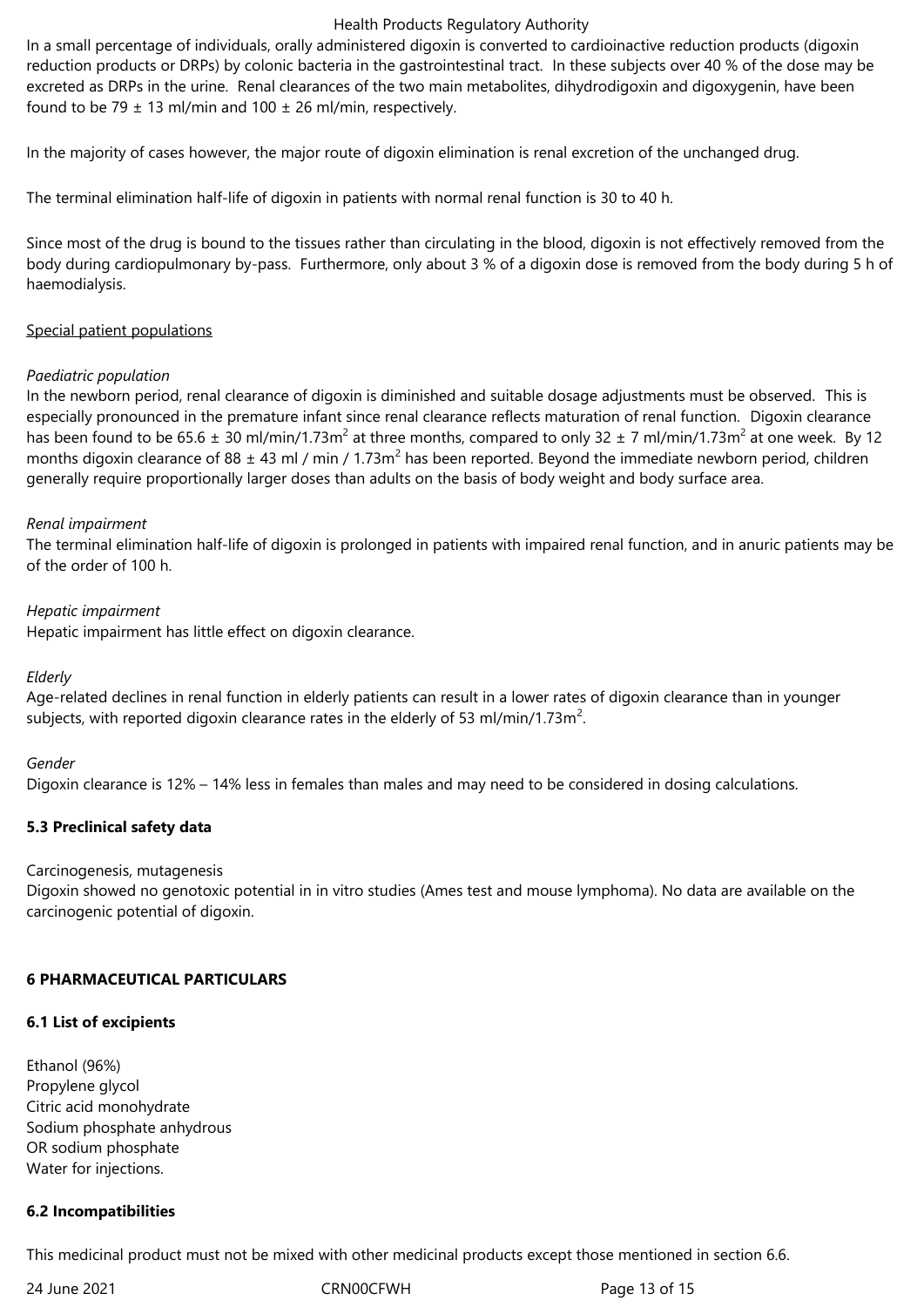In a small percentage of individuals, orally administered digoxin is converted to cardioinactive reduction products (digoxin reduction products or DRPs) by colonic bacteria in the gastrointestinal tract. In these subjects over 40 % of the dose may be excreted as DRPs in the urine. Renal clearances of the two main metabolites, dihydrodigoxin and digoxygenin, have been found to be 79 ± 13 ml/min and 100 ± 26 ml/min, respectively.

In the majority of cases however, the major route of digoxin elimination is renal excretion of the unchanged drug.

The terminal elimination half-life of digoxin in patients with normal renal function is 30 to 40 h.

Since most of the drug is bound to the tissues rather than circulating in the blood, digoxin is not effectively removed from the body during cardiopulmonary by-pass. Furthermore, only about 3 % of a digoxin dose is removed from the body during 5 h of haemodialysis.

Special patient populations

*Paediatric population*

In the newborn period, renal clearance of digoxin is diminished and suitable dosage adjustments must be observed. This is especially pronounced in the premature infant since renal clearance reflects maturation of renal function. Digoxin clearance has been found to be 65.6 ± 30 ml/min/1.73m$^2$ at three months, compared to only 32 ± 7 ml/min/1.73m$^2$ at one week. By 12 months digoxin clearance of 88 ± 43 ml / min / 1.73m$^2$ has been reported. Beyond the immediate newborn period, children generally require proportionally larger doses than adults on the basis of body weight and body surface area.

*Renal impairment*

The terminal elimination half-life of digoxin is prolonged in patients with impaired renal function, and in anuric patients may be of the order of 100 h.

*Hepatic impairment*

Hepatic impairment has little effect on digoxin clearance.

*Elderly*

Age-related declines in renal function in elderly patients can result in a lower rates of digoxin clearance than in younger subjects, with reported digoxin clearance rates in the elderly of 53 ml/min/1.73m$^2$.

*Gender*

Digoxin clearance is 12% – 14% less in females than males and may need to be considered in dosing calculations.

**5.3 Preclinical safety data**

Carcinogenesis, mutagenesis

Digoxin showed no genotoxic potential in in vitro studies (Ames test and mouse lymphoma). No data are available on the carcinogenic potential of digoxin.

**6 PHARMACEUTICAL PARTICULARS**

**6.1 List of excipients**

Ethanol (96%)
Propylene glycol
Citric acid monohydrate
Sodium phosphate anhydrous
OR sodium phosphate
Water for injections.

**6.2 Incompatibilities**

This medicinal product must not be mixed with other medicinal products except those mentioned in section 6.6.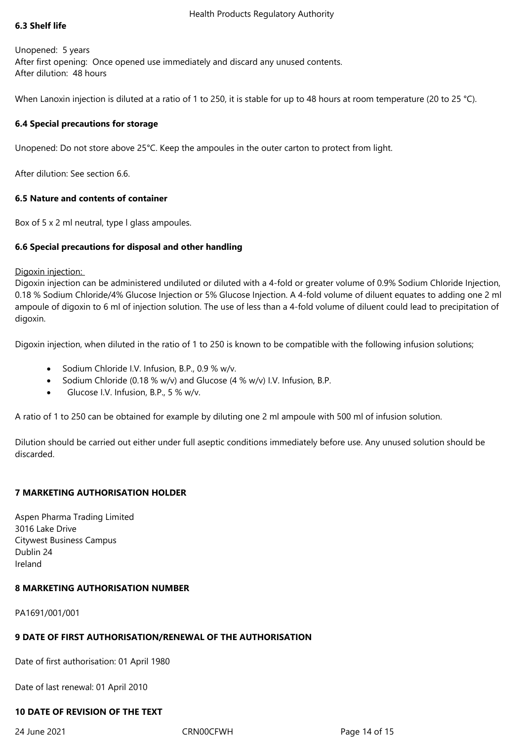### 6.3 Shelf life

Unopened: 5 years
After first opening: Once opened use immediately and discard any unused contents.
After dilution: 48 hours

When Lanoxin injection is diluted at a ratio of 1 to 250, it is stable for up to 48 hours at room temperature (20 to 25 °C).

### 6.4 Special precautions for storage

Unopened: Do not store above 25°C. Keep the ampoules in the outer carton to protect from light.

After dilution: See section 6.6.

### 6.5 Nature and contents of container

Box of 5 x 2 ml neutral, type I glass ampoules.

### 6.6 Special precautions for disposal and other handling

Digoxin injection:

Digoxin injection can be administered undiluted or diluted with a 4-fold or greater volume of 0.9% Sodium Chloride Injection, 0.18 % Sodium Chloride/4% Glucose Injection or 5% Glucose Injection. A 4-fold volume of diluent equates to adding one 2 ml ampoule of digoxin to 6 ml of injection solution. The use of less than a 4-fold volume of diluent could lead to precipitation of digoxin.

Digoxin injection, when diluted in the ratio of 1 to 250 is known to be compatible with the following infusion solutions;

- Sodium Chloride I.V. Infusion, B.P., 0.9 % w/v.
- Sodium Chloride (0.18 % w/v) and Glucose (4 % w/v) I.V. Infusion, B.P.
- Glucose I.V. Infusion, B.P., 5 % w/v.

A ratio of 1 to 250 can be obtained for example by diluting one 2 ml ampoule with 500 ml of infusion solution.

Dilution should be carried out either under full aseptic conditions immediately before use. Any unused solution should be discarded.

## 7 MARKETING AUTHORISATION HOLDER

Aspen Pharma Trading Limited
3016 Lake Drive
Citywest Business Campus
Dublin 24
Ireland

## 8 MARKETING AUTHORISATION NUMBER

PA1691/001/001

## 9 DATE OF FIRST AUTHORISATION/RENEWAL OF THE AUTHORISATION

Date of first authorisation: 01 April 1980

Date of last renewal: 01 April 2010

## 10 DATE OF REVISION OF THE TEXT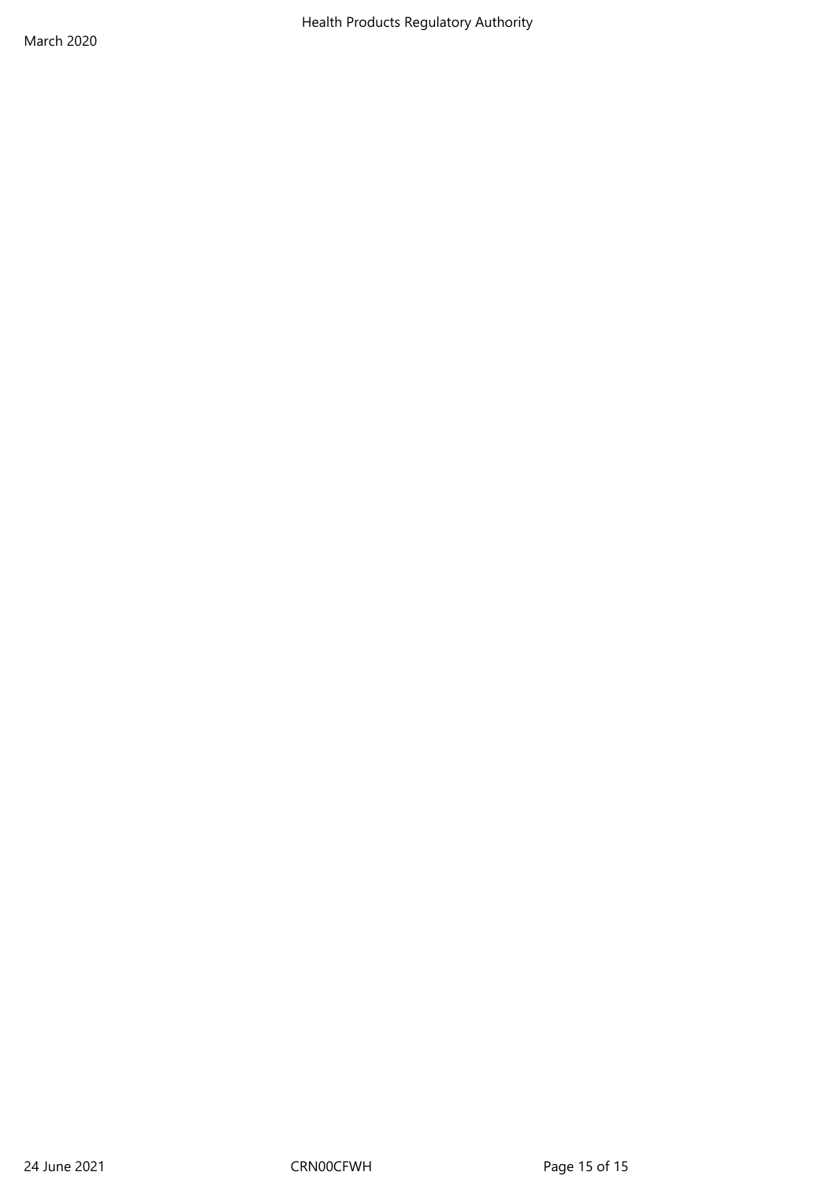March 2020